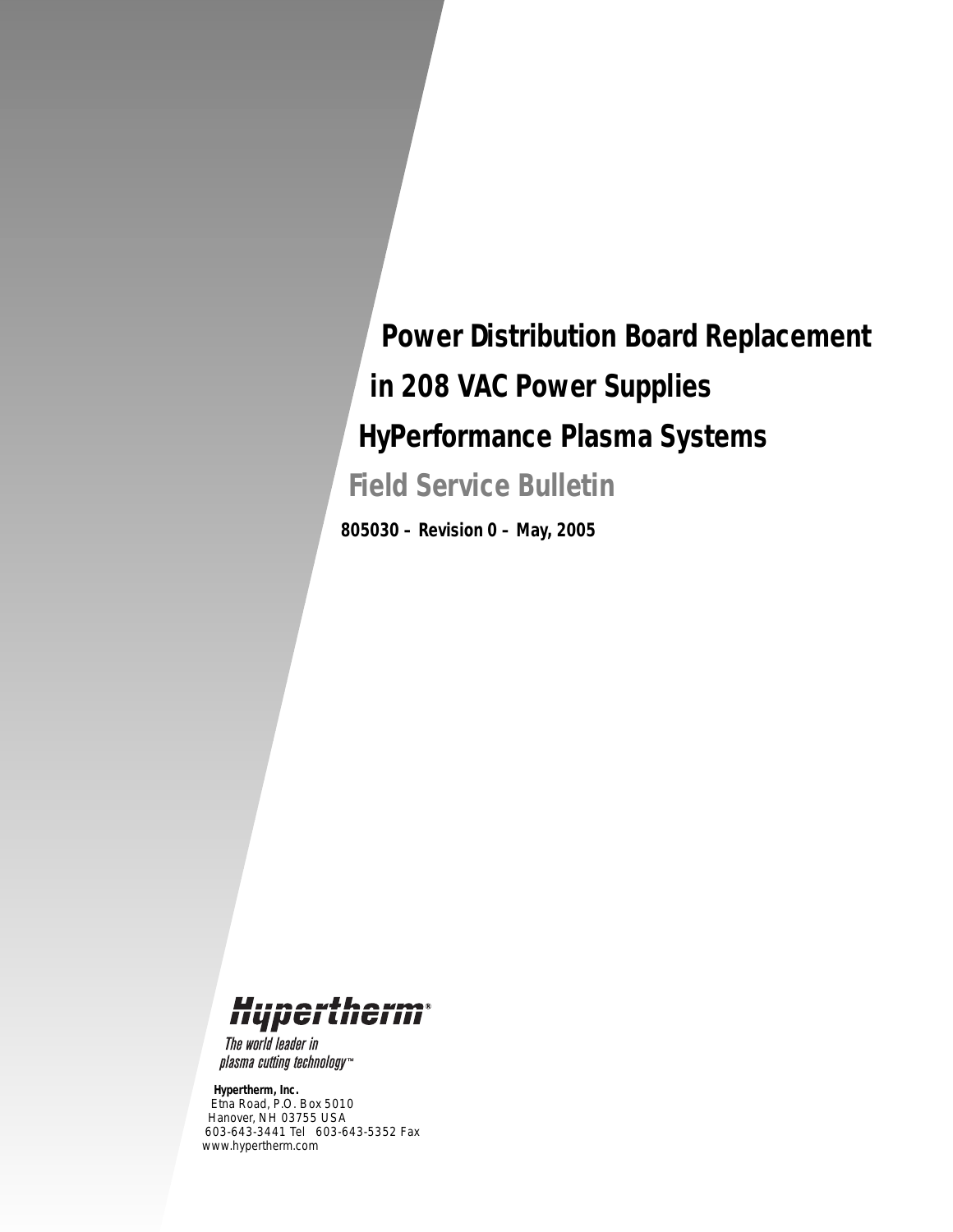# Power Distribution Board Replacement in 208 VAC Power Supplies

# HyPerformance Plasma Systems

## Field Service Bulletin

**805030 – Revision 0 – May, 2005**

*The world leader in plasma cutting technology™*

**Hypertherm, Inc.**
Etna Road, P.O. Box 5010
Hanover, NH 03755 USA
603-643-3441 Tel 603-643-5352 Fax
www.hypertherm.com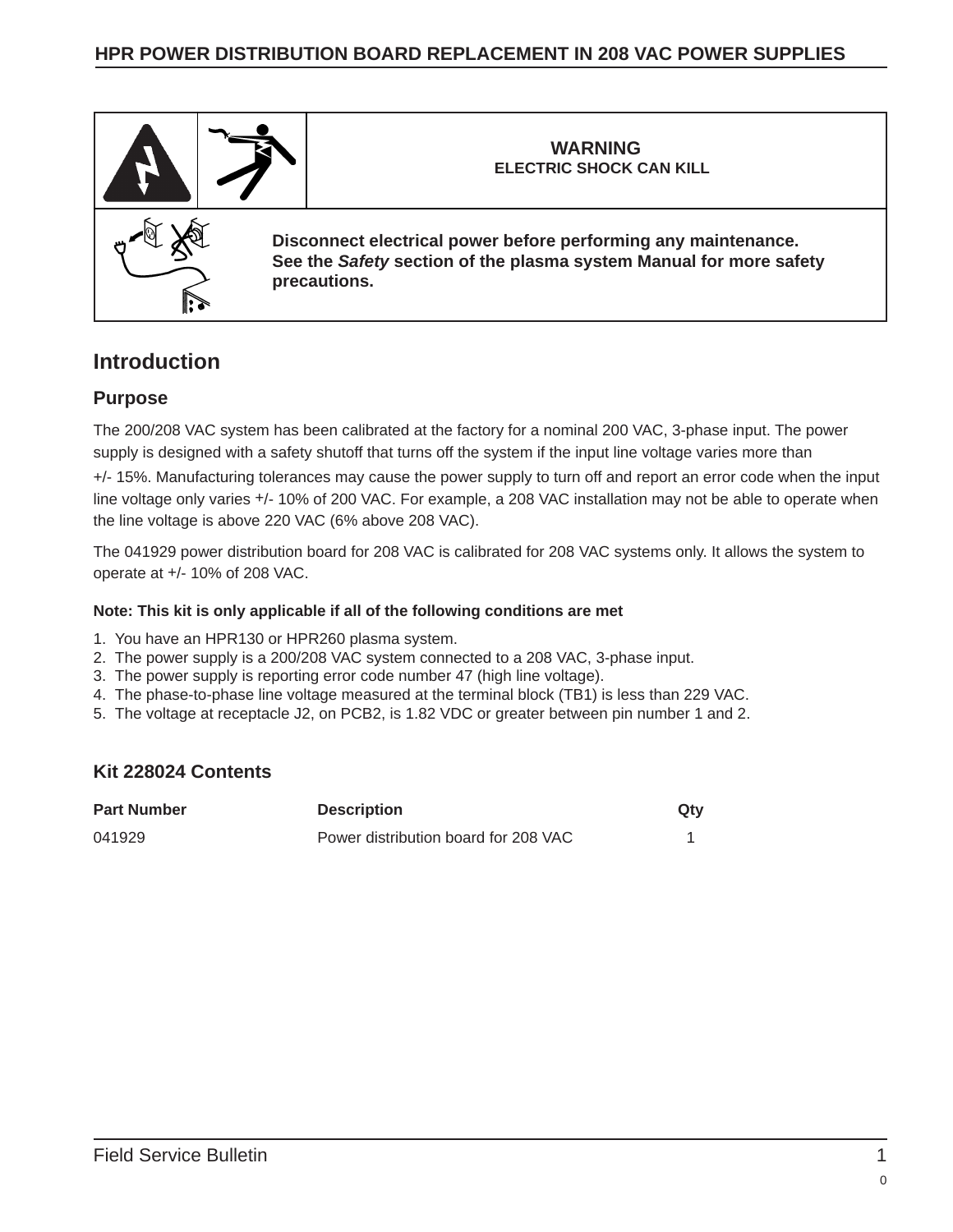| | | **WARNING**<br>**ELECTRIC SHOCK CAN KILL** |
|---|---|---|
| | | **Disconnect electrical power before performing any maintenance.**<br>**See the *Safety* section of the plasma system Manual for more safety precautions.** |

## Introduction

### Purpose

The 200/208 VAC system has been calibrated at the factory for a nominal 200 VAC, 3-phase input. The power supply is designed with a safety shutoff that turns off the system if the input line voltage varies more than +/- 15%. Manufacturing tolerances may cause the power supply to turn off and report an error code when the input line voltage only varies +/- 10% of 200 VAC. For example, a 208 VAC installation may not be able to operate when the line voltage is above 220 VAC (6% above 208 VAC).

The 041929 power distribution board for 208 VAC is calibrated for 208 VAC systems only. It allows the system to operate at +/- 10% of 208 VAC.

**Note: This kit is only applicable if all of the following conditions are met**

1. You have an HPR130 or HPR260 plasma system.
2. The power supply is a 200/208 VAC system connected to a 208 VAC, 3-phase input.
3. The power supply is reporting error code number 47 (high line voltage).
4. The phase-to-phase line voltage measured at the terminal block (TB1) is less than 229 VAC.
5. The voltage at receptacle J2, on PCB2, is 1.82 VDC or greater between pin number 1 and 2.

### Kit 228024 Contents

| Part Number | Description | Qty |
|---|---|---|
| 041929 | Power distribution board for 208 VAC | 1 |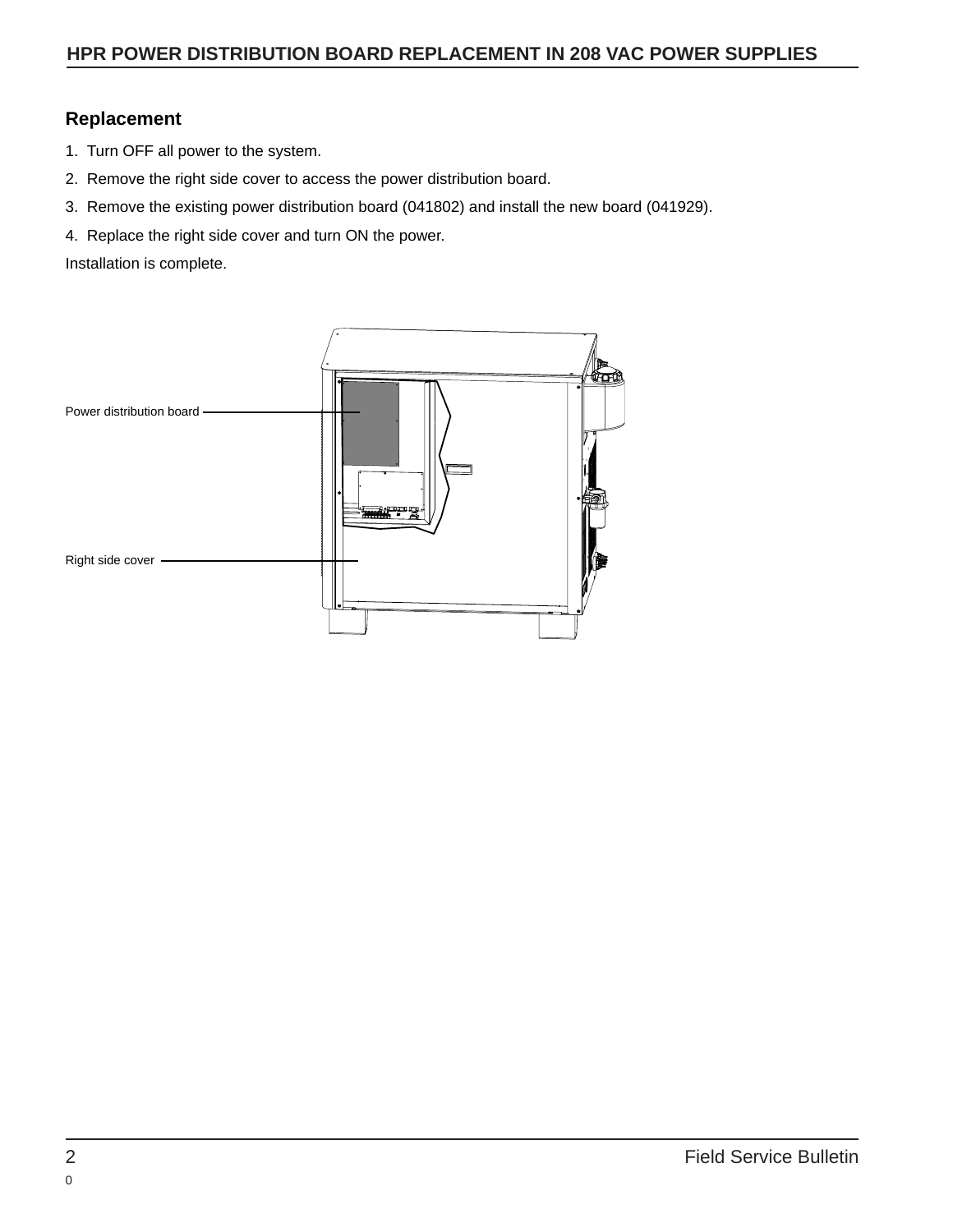## Replacement

1. Turn OFF all power to the system.
2. Remove the right side cover to access the power distribution board.
3. Remove the existing power distribution board (041802) and install the new board (041929).
4. Replace the right side cover and turn ON the power.

Installation is complete.

Power distribution board

Right side cover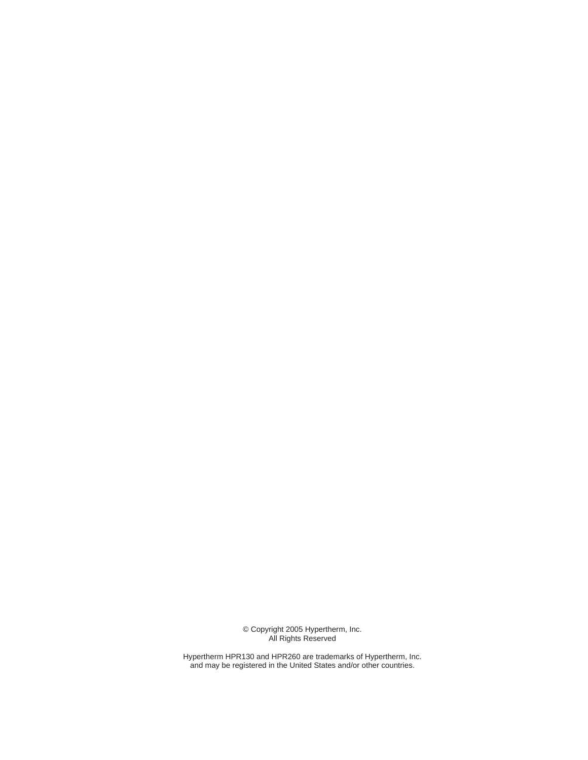© Copyright 2005 Hypertherm, Inc.
All Rights Reserved

Hypertherm HPR130 and HPR260 are trademarks of Hypertherm, Inc.
and may be registered in the United States and/or other countries.